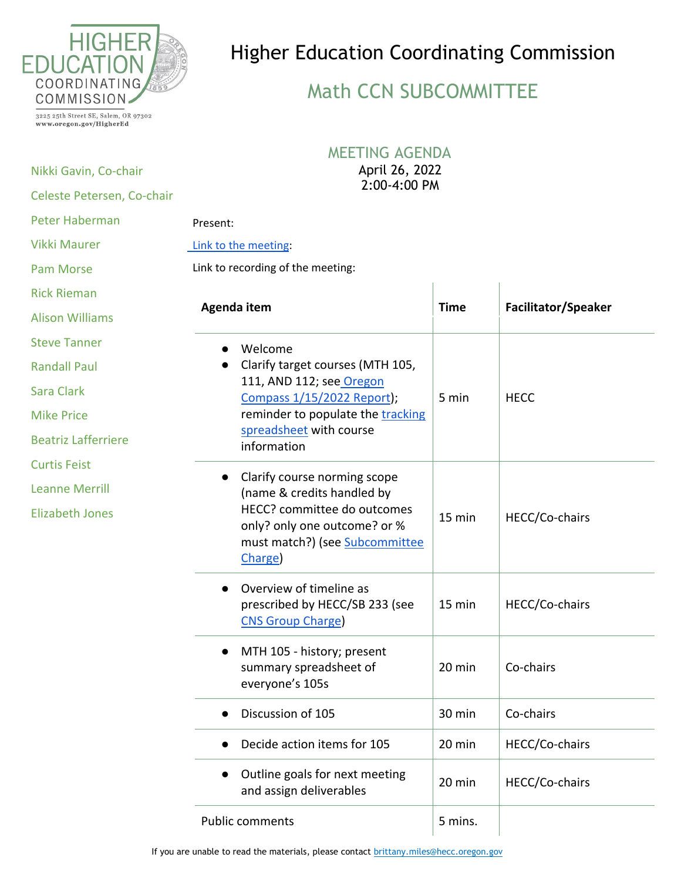HIGHER EDUCATION COORDINATING COMMISSION

3225 25th Street SE, Salem, OR 97302
www.oregon.gov/HigherEd

# Higher Education Coordinating Commission

## Math CCN SUBCOMMITTEE

Nikki Gavin, Co-chair
Celeste Petersen, Co-chair
Peter Haberman
Vikki Maurer
Pam Morse
Rick Rieman
Alison Williams
Steve Tanner
Randall Paul
Sara Clark
Mike Price
Beatriz Lafferriere
Curtis Feist
Leanne Merrill
Elizabeth Jones

### MEETING AGENDA

April 26, 2022
2:00-4:00 PM

Present:

Link to the meeting:

Link to recording of the meeting:

| Agenda item | Time | Facilitator/Speaker |
|---|---|---|
| • Welcome<br>• Clarify target courses (MTH 105, 111, AND 112; see Oregon Compass 1/15/2022 Report); reminder to populate the tracking spreadsheet with course information | 5 min | HECC |
| • Clarify course norming scope (name & credits handled by HECC? committee do outcomes only? only one outcome? or % must match?) (see Subcommittee Charge) | 15 min | HECC/Co-chairs |
| • Overview of timeline as prescribed by HECC/SB 233 (see CNS Group Charge) | 15 min | HECC/Co-chairs |
| • MTH 105 - history; present summary spreadsheet of everyone's 105s | 20 min | Co-chairs |
| • Discussion of 105 | 30 min | Co-chairs |
| • Decide action items for 105 | 20 min | HECC/Co-chairs |
| • Outline goals for next meeting and assign deliverables | 20 min | HECC/Co-chairs |
| Public comments | 5 mins. | |

If you are unable to read the materials, please contact brittany.miles@hecc.oregon.gov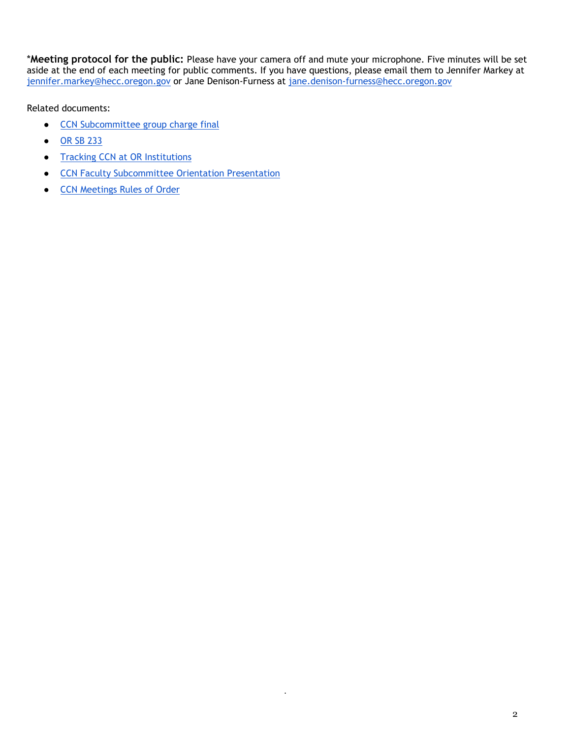*__Meeting protocol for the public:__ Please have your camera off and mute your microphone. Five minutes will be set aside at the end of each meeting for public comments. If you have questions, please email them to Jennifer Markey at jennifer.markey@hecc.oregon.gov or Jane Denison-Furness at jane.denison-furness@hecc.oregon.gov

Related documents:

- CCN Subcommittee group charge final
- OR SB 233
- Tracking CCN at OR Institutions
- CCN Faculty Subcommittee Orientation Presentation
- CCN Meetings Rules of Order